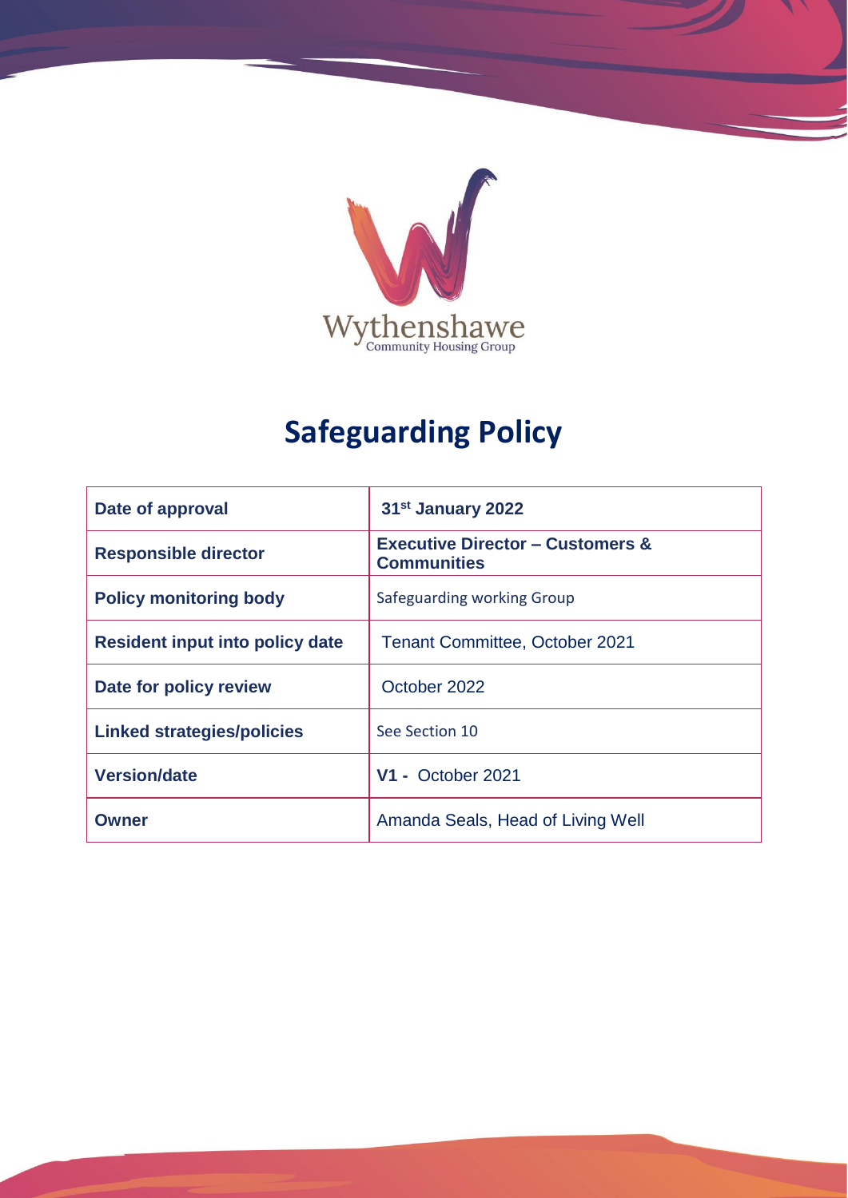Wythenshawe
Community Housing Group

# Safeguarding Policy

| Date of approval | 31st January 2022 |
| --- | --- |
| Responsible director | Executive Director – Customers & Communities |
| Policy monitoring body | Safeguarding working Group |
| Resident input into policy date | Tenant Committee, October 2021 |
| Date for policy review | October 2022 |
| Linked strategies/policies | See Section 10 |
| Version/date | V1 - October 2021 |
| Owner | Amanda Seals, Head of Living Well |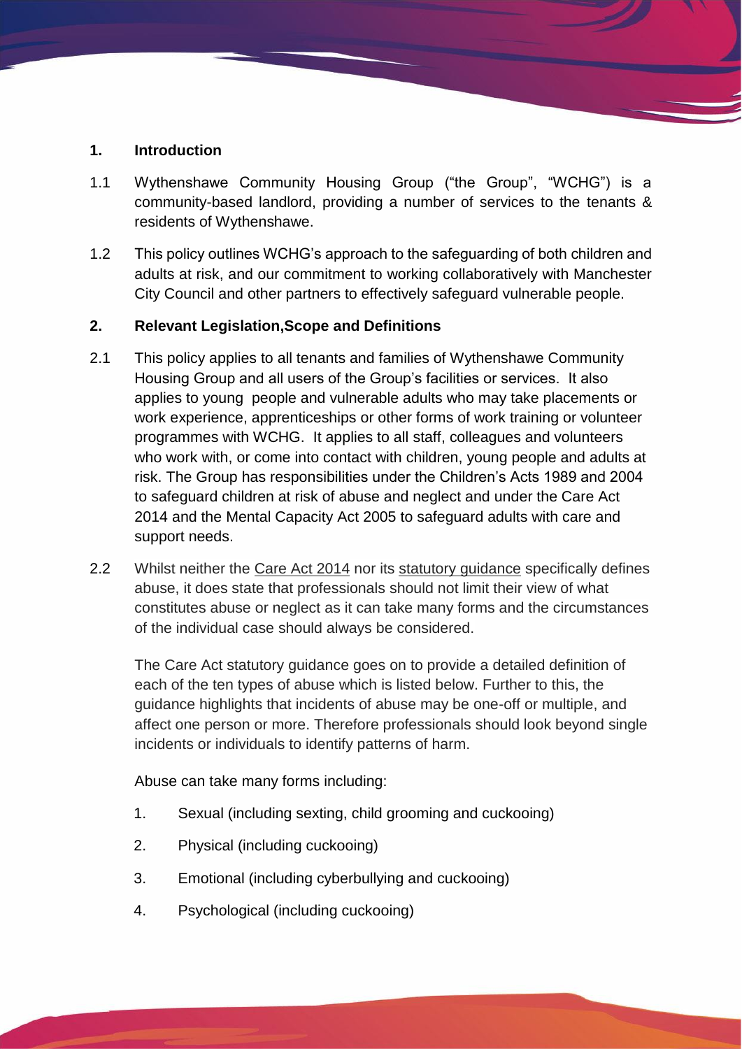## 1. Introduction

1.1 Wythenshawe Community Housing Group ("the Group", "WCHG") is a community-based landlord, providing a number of services to the tenants & residents of Wythenshawe.

1.2 This policy outlines WCHG's approach to the safeguarding of both children and adults at risk, and our commitment to working collaboratively with Manchester City Council and other partners to effectively safeguard vulnerable people.

## 2. Relevant Legislation,Scope and Definitions

2.1 This policy applies to all tenants and families of Wythenshawe Community Housing Group and all users of the Group's facilities or services. It also applies to young people and vulnerable adults who may take placements or work experience, apprenticeships or other forms of work training or volunteer programmes with WCHG. It applies to all staff, colleagues and volunteers who work with, or come into contact with children, young people and adults at risk. The Group has responsibilities under the Children's Acts 1989 and 2004 to safeguard children at risk of abuse and neglect and under the Care Act 2014 and the Mental Capacity Act 2005 to safeguard adults with care and support needs.

2.2 Whilst neither the Care Act 2014 nor its statutory guidance specifically defines abuse, it does state that professionals should not limit their view of what constitutes abuse or neglect as it can take many forms and the circumstances of the individual case should always be considered.

The Care Act statutory guidance goes on to provide a detailed definition of each of the ten types of abuse which is listed below. Further to this, the guidance highlights that incidents of abuse may be one-off or multiple, and affect one person or more. Therefore professionals should look beyond single incidents or individuals to identify patterns of harm.

Abuse can take many forms including:

1. Sexual (including sexting, child grooming and cuckooing)
2. Physical (including cuckooing)
3. Emotional (including cyberbullying and cuckooing)
4. Psychological (including cuckooing)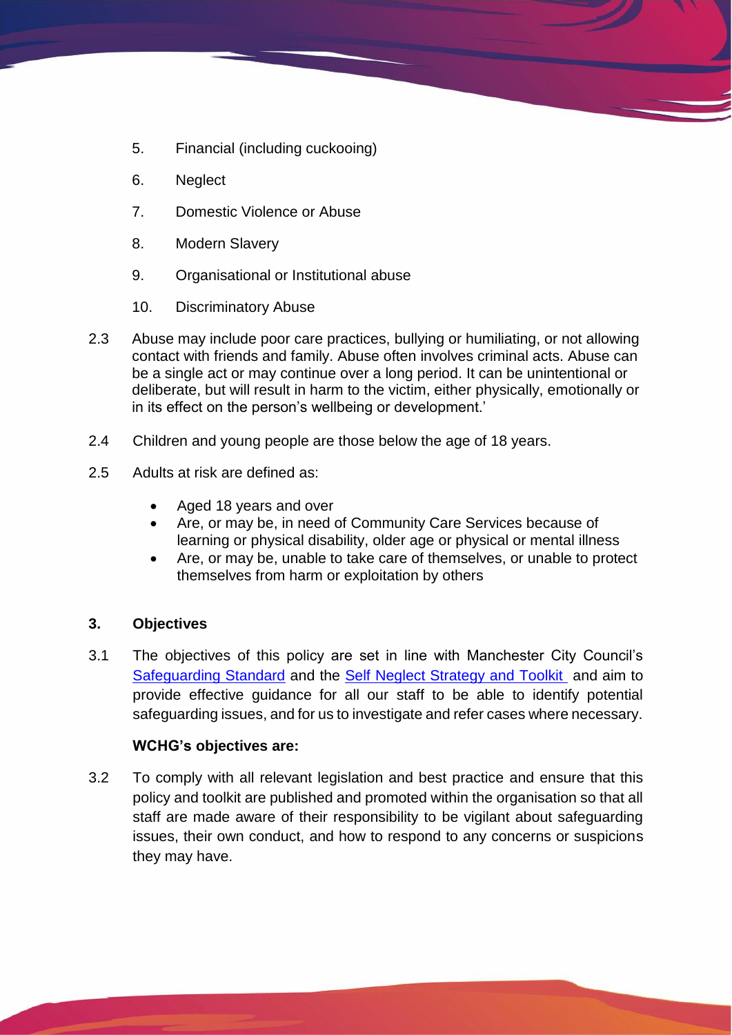5. Financial (including cuckooing)
6. Neglect
7. Domestic Violence or Abuse
8. Modern Slavery
9. Organisational or Institutional abuse
10. Discriminatory Abuse

2.3 Abuse may include poor care practices, bullying or humiliating, or not allowing contact with friends and family. Abuse often involves criminal acts. Abuse can be a single act or may continue over a long period. It can be unintentional or deliberate, but will result in harm to the victim, either physically, emotionally or in its effect on the person's wellbeing or development.'

2.4 Children and young people are those below the age of 18 years.

2.5 Adults at risk are defined as:

- Aged 18 years and over
- Are, or may be, in need of Community Care Services because of learning or physical disability, older age or physical or mental illness
- Are, or may be, unable to take care of themselves, or unable to protect themselves from harm or exploitation by others

## 3. Objectives

3.1 The objectives of this policy are set in line with Manchester City Council's [Safeguarding Standard] and the [Self Neglect Strategy and Toolkit] and aim to provide effective guidance for all our staff to be able to identify potential safeguarding issues, and for us to investigate and refer cases where necessary.

**WCHG's objectives are:**

3.2 To comply with all relevant legislation and best practice and ensure that this policy and toolkit are published and promoted within the organisation so that all staff are made aware of their responsibility to be vigilant about safeguarding issues, their own conduct, and how to respond to any concerns or suspicions they may have.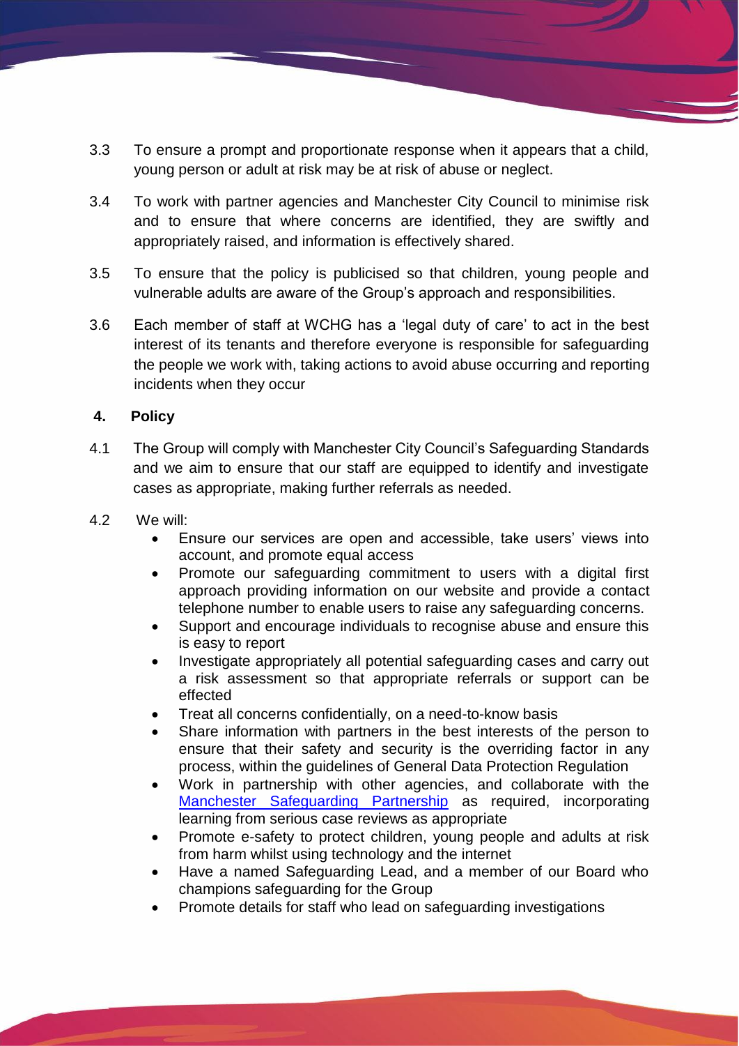3.3 To ensure a prompt and proportionate response when it appears that a child, young person or adult at risk may be at risk of abuse or neglect.

3.4 To work with partner agencies and Manchester City Council to minimise risk and to ensure that where concerns are identified, they are swiftly and appropriately raised, and information is effectively shared.

3.5 To ensure that the policy is publicised so that children, young people and vulnerable adults are aware of the Group's approach and responsibilities.

3.6 Each member of staff at WCHG has a 'legal duty of care' to act in the best interest of its tenants and therefore everyone is responsible for safeguarding the people we work with, taking actions to avoid abuse occurring and reporting incidents when they occur

## 4. Policy

4.1 The Group will comply with Manchester City Council's Safeguarding Standards and we aim to ensure that our staff are equipped to identify and investigate cases as appropriate, making further referrals as needed.

4.2 We will:

- Ensure our services are open and accessible, take users' views into account, and promote equal access
- Promote our safeguarding commitment to users with a digital first approach providing information on our website and provide a contact telephone number to enable users to raise any safeguarding concerns.
- Support and encourage individuals to recognise abuse and ensure this is easy to report
- Investigate appropriately all potential safeguarding cases and carry out a risk assessment so that appropriate referrals or support can be effected
- Treat all concerns confidentially, on a need-to-know basis
- Share information with partners in the best interests of the person to ensure that their safety and security is the overriding factor in any process, within the guidelines of General Data Protection Regulation
- Work in partnership with other agencies, and collaborate with the Manchester Safeguarding Partnership as required, incorporating learning from serious case reviews as appropriate
- Promote e-safety to protect children, young people and adults at risk from harm whilst using technology and the internet
- Have a named Safeguarding Lead, and a member of our Board who champions safeguarding for the Group
- Promote details for staff who lead on safeguarding investigations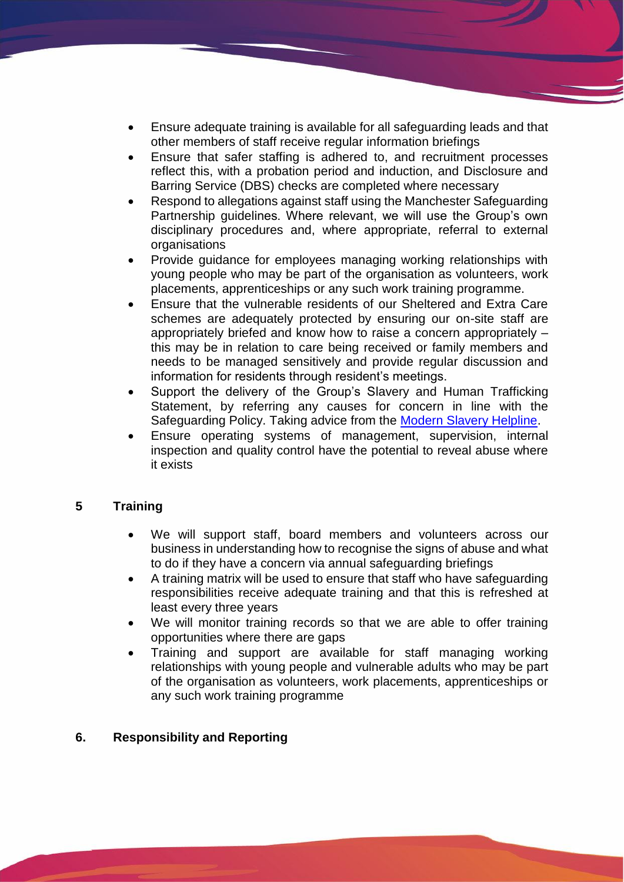- Ensure adequate training is available for all safeguarding leads and that other members of staff receive regular information briefings
- Ensure that safer staffing is adhered to, and recruitment processes reflect this, with a probation period and induction, and Disclosure and Barring Service (DBS) checks are completed where necessary
- Respond to allegations against staff using the Manchester Safeguarding Partnership guidelines. Where relevant, we will use the Group's own disciplinary procedures and, where appropriate, referral to external organisations
- Provide guidance for employees managing working relationships with young people who may be part of the organisation as volunteers, work placements, apprenticeships or any such work training programme.
- Ensure that the vulnerable residents of our Sheltered and Extra Care schemes are adequately protected by ensuring our on-site staff are appropriately briefed and know how to raise a concern appropriately – this may be in relation to care being received or family members and needs to be managed sensitively and provide regular discussion and information for residents through resident's meetings.
- Support the delivery of the Group's Slavery and Human Trafficking Statement, by referring any causes for concern in line with the Safeguarding Policy. Taking advice from the Modern Slavery Helpline.
- Ensure operating systems of management, supervision, internal inspection and quality control have the potential to reveal abuse where it exists

## 5 Training

- We will support staff, board members and volunteers across our business in understanding how to recognise the signs of abuse and what to do if they have a concern via annual safeguarding briefings
- A training matrix will be used to ensure that staff who have safeguarding responsibilities receive adequate training and that this is refreshed at least every three years
- We will monitor training records so that we are able to offer training opportunities where there are gaps
- Training and support are available for staff managing working relationships with young people and vulnerable adults who may be part of the organisation as volunteers, work placements, apprenticeships or any such work training programme

## 6. Responsibility and Reporting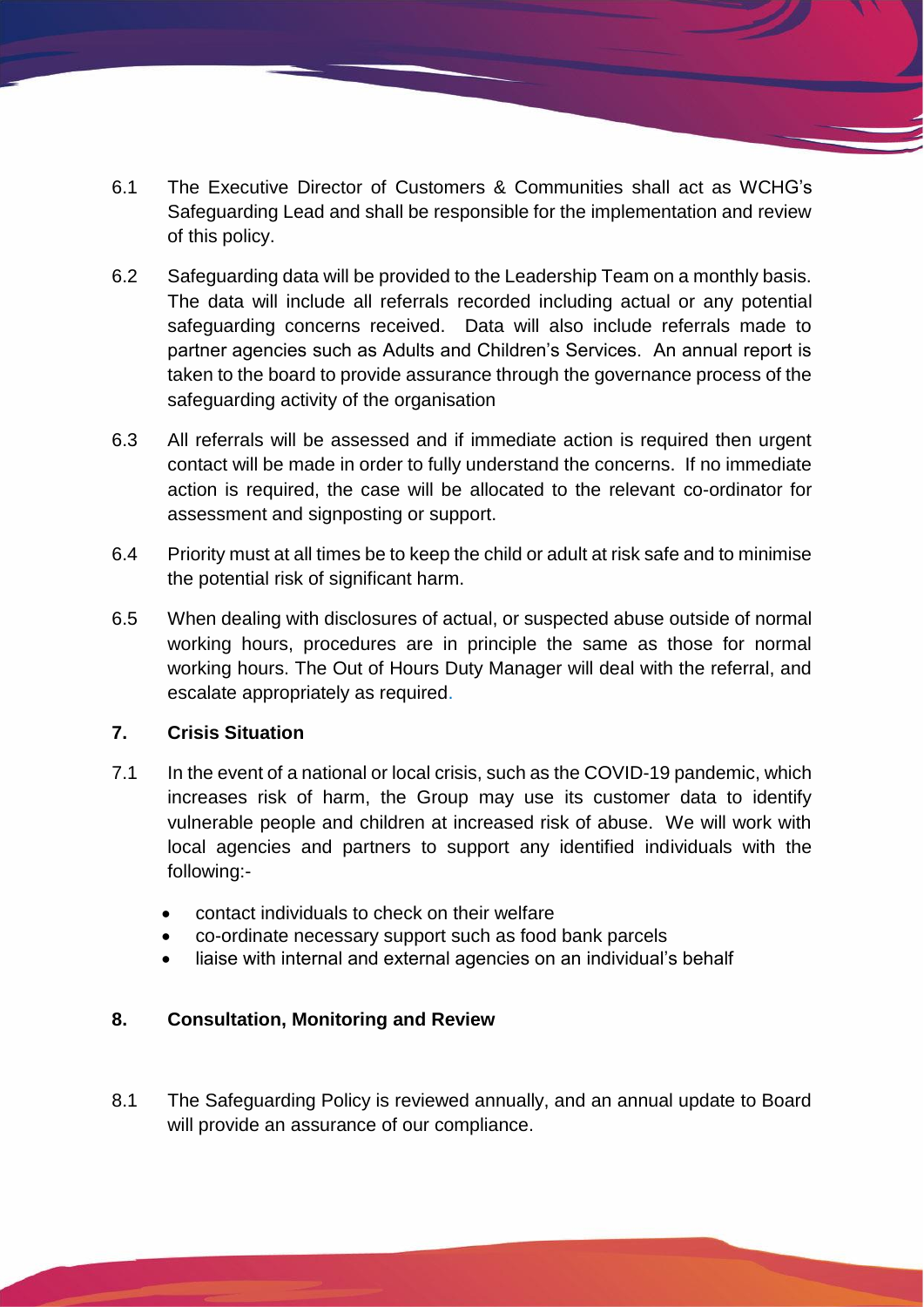6.1 The Executive Director of Customers & Communities shall act as WCHG's Safeguarding Lead and shall be responsible for the implementation and review of this policy.

6.2 Safeguarding data will be provided to the Leadership Team on a monthly basis. The data will include all referrals recorded including actual or any potential safeguarding concerns received. Data will also include referrals made to partner agencies such as Adults and Children's Services. An annual report is taken to the board to provide assurance through the governance process of the safeguarding activity of the organisation

6.3 All referrals will be assessed and if immediate action is required then urgent contact will be made in order to fully understand the concerns. If no immediate action is required, the case will be allocated to the relevant co-ordinator for assessment and signposting or support.

6.4 Priority must at all times be to keep the child or adult at risk safe and to minimise the potential risk of significant harm.

6.5 When dealing with disclosures of actual, or suspected abuse outside of normal working hours, procedures are in principle the same as those for normal working hours. The Out of Hours Duty Manager will deal with the referral, and escalate appropriately as required.

## 7. Crisis Situation

7.1 In the event of a national or local crisis, such as the COVID-19 pandemic, which increases risk of harm, the Group may use its customer data to identify vulnerable people and children at increased risk of abuse. We will work with local agencies and partners to support any identified individuals with the following:-

- contact individuals to check on their welfare
- co-ordinate necessary support such as food bank parcels
- liaise with internal and external agencies on an individual's behalf

## 8. Consultation, Monitoring and Review

8.1 The Safeguarding Policy is reviewed annually, and an annual update to Board will provide an assurance of our compliance.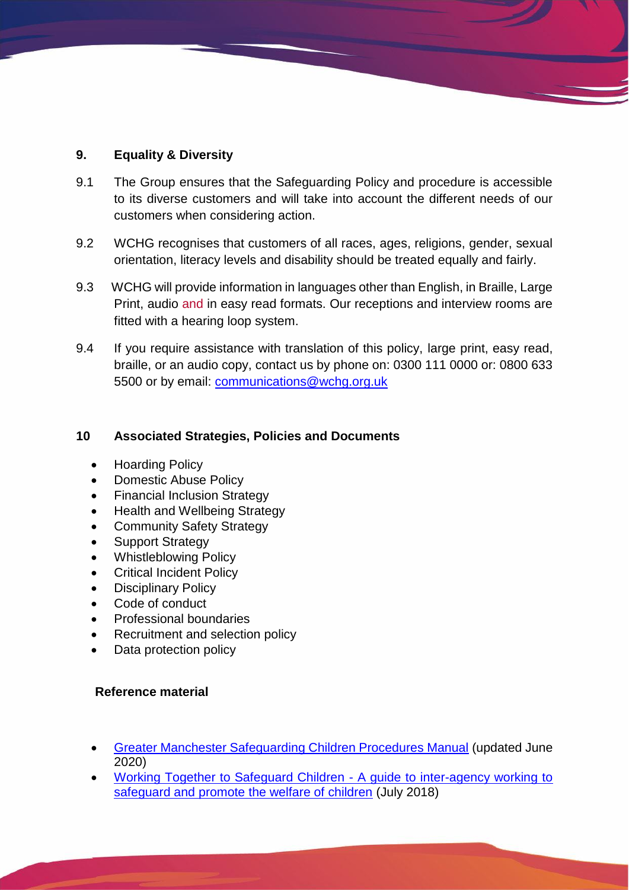## 9. Equality & Diversity

9.1 The Group ensures that the Safeguarding Policy and procedure is accessible to its diverse customers and will take into account the different needs of our customers when considering action.

9.2 WCHG recognises that customers of all races, ages, religions, gender, sexual orientation, literacy levels and disability should be treated equally and fairly.

9.3 WCHG will provide information in languages other than English, in Braille, Large Print, audio and in easy read formats. Our receptions and interview rooms are fitted with a hearing loop system.

9.4 If you require assistance with translation of this policy, large print, easy read, braille, or an audio copy, contact us by phone on: 0300 111 0000 or: 0800 633 5500 or by email: [communications@wchg.org.uk](mailto:communications@wchg.org.uk)

## 10 Associated Strategies, Policies and Documents

- Hoarding Policy
- Domestic Abuse Policy
- Financial Inclusion Strategy
- Health and Wellbeing Strategy
- Community Safety Strategy
- Support Strategy
- Whistleblowing Policy
- Critical Incident Policy
- Disciplinary Policy
- Code of conduct
- Professional boundaries
- Recruitment and selection policy
- Data protection policy

### Reference material

- Greater Manchester Safeguarding Children Procedures Manual (updated June 2020)
- Working Together to Safeguard Children - A guide to inter-agency working to safeguard and promote the welfare of children (July 2018)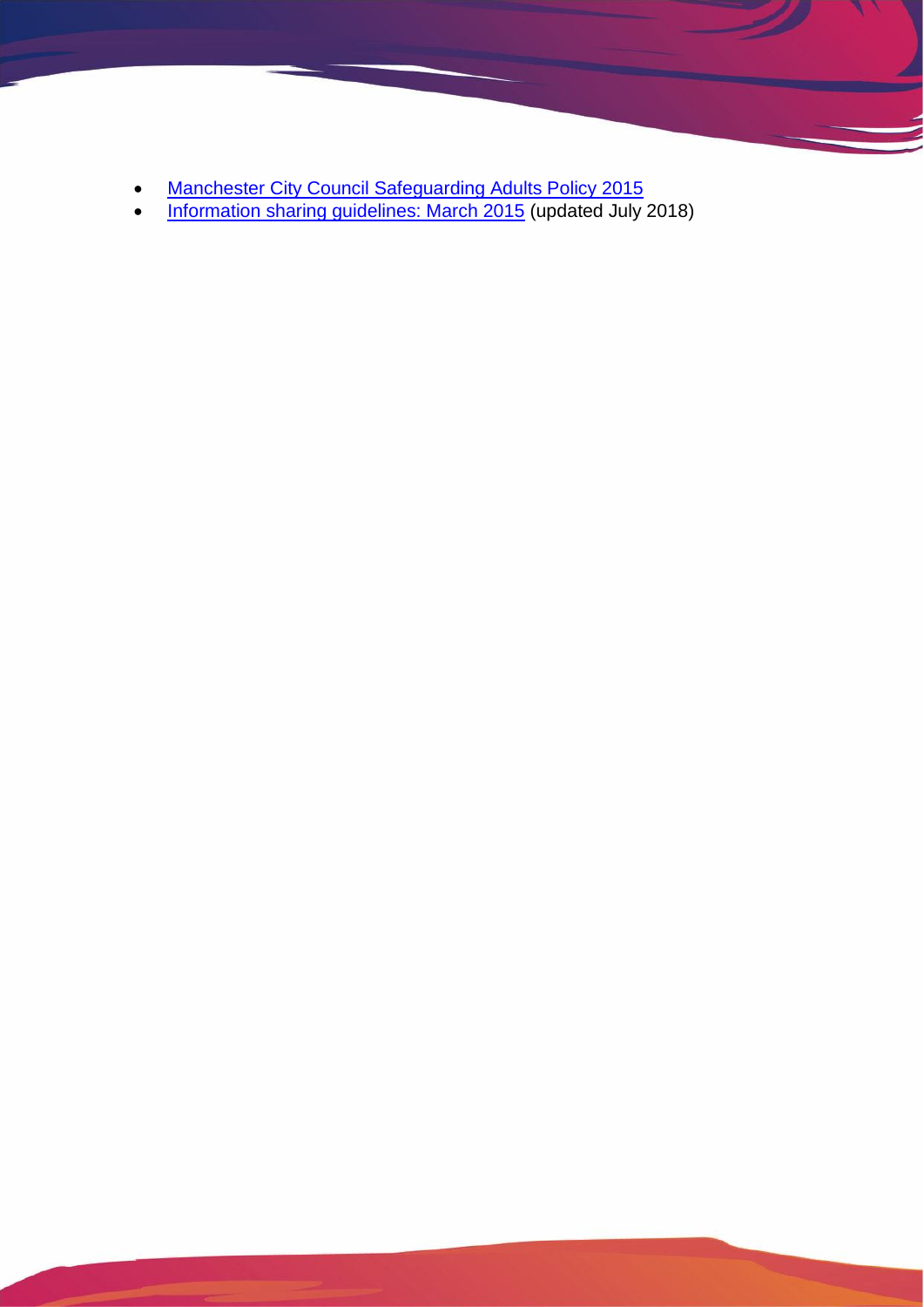- Manchester City Council Safeguarding Adults Policy 2015
- Information sharing guidelines: March 2015 (updated July 2018)